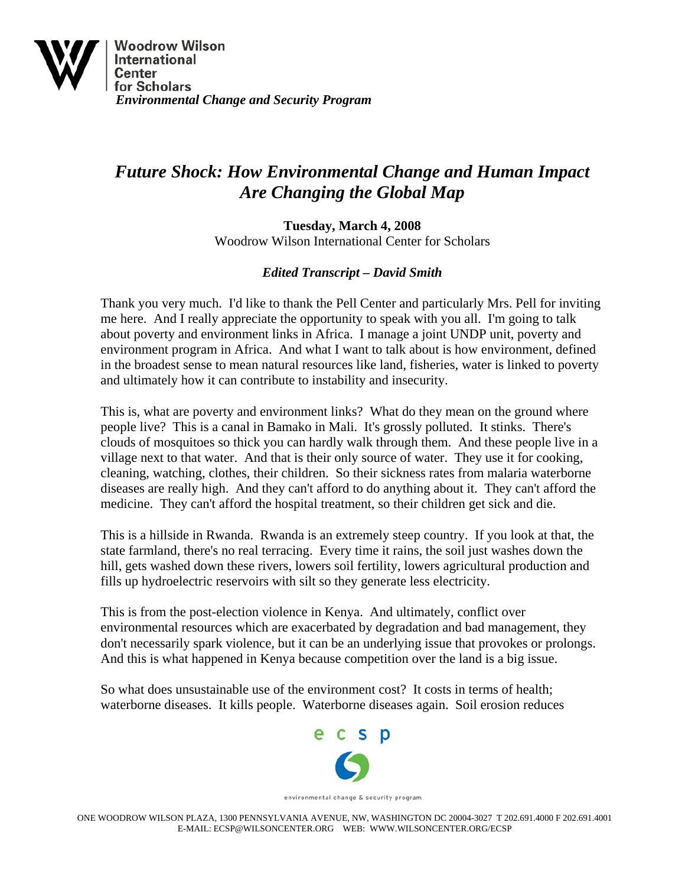Woodrow Wilson International Center for Scholars
*Environmental Change and Security Program*

# *Future Shock: How Environmental Change and Human Impact Are Changing the Global Map*

**Tuesday, March 4, 2008**
Woodrow Wilson International Center for Scholars

### *Edited Transcript – David Smith*

Thank you very much. I'd like to thank the Pell Center and particularly Mrs. Pell for inviting me here. And I really appreciate the opportunity to speak with you all. I'm going to talk about poverty and environment links in Africa. I manage a joint UNDP unit, poverty and environment program in Africa. And what I want to talk about is how environment, defined in the broadest sense to mean natural resources like land, fisheries, water is linked to poverty and ultimately how it can contribute to instability and insecurity.

This is, what are poverty and environment links? What do they mean on the ground where people live? This is a canal in Bamako in Mali. It's grossly polluted. It stinks. There's clouds of mosquitoes so thick you can hardly walk through them. And these people live in a village next to that water. And that is their only source of water. They use it for cooking, cleaning, watching, clothes, their children. So their sickness rates from malaria waterborne diseases are really high. And they can't afford to do anything about it. They can't afford the medicine. They can't afford the hospital treatment, so their children get sick and die.

This is a hillside in Rwanda. Rwanda is an extremely steep country. If you look at that, the state farmland, there's no real terracing. Every time it rains, the soil just washes down the hill, gets washed down these rivers, lowers soil fertility, lowers agricultural production and fills up hydroelectric reservoirs with silt so they generate less electricity.

This is from the post-election violence in Kenya. And ultimately, conflict over environmental resources which are exacerbated by degradation and bad management, they don't necessarily spark violence, but it can be an underlying issue that provokes or prolongs. And this is what happened in Kenya because competition over the land is a big issue.

So what does unsustainable use of the environment cost? It costs in terms of health; waterborne diseases. It kills people. Waterborne diseases again. Soil erosion reduces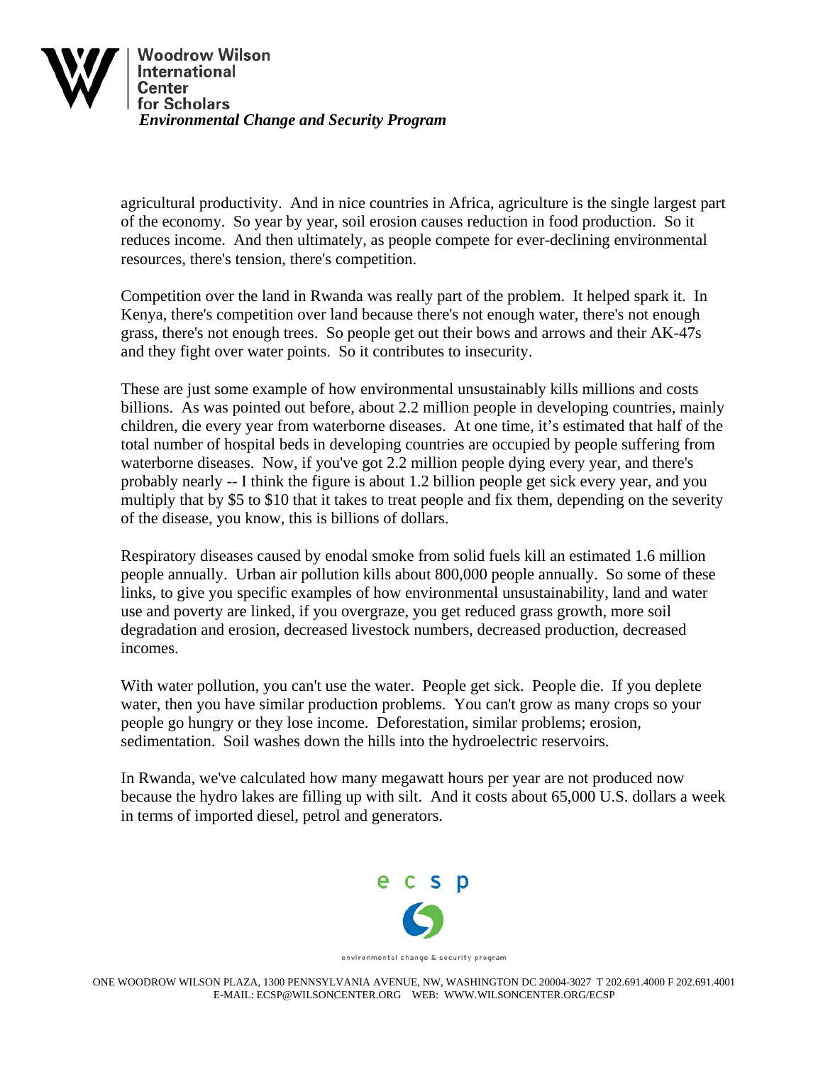agricultural productivity. And in nice countries in Africa, agriculture is the single largest part of the economy. So year by year, soil erosion causes reduction in food production. So it reduces income. And then ultimately, as people compete for ever-declining environmental resources, there's tension, there's competition.

Competition over the land in Rwanda was really part of the problem. It helped spark it. In Kenya, there's competition over land because there's not enough water, there's not enough grass, there's not enough trees. So people get out their bows and arrows and their AK-47s and they fight over water points. So it contributes to insecurity.

These are just some example of how environmental unsustainably kills millions and costs billions. As was pointed out before, about 2.2 million people in developing countries, mainly children, die every year from waterborne diseases. At one time, it's estimated that half of the total number of hospital beds in developing countries are occupied by people suffering from waterborne diseases. Now, if you've got 2.2 million people dying every year, and there's probably nearly -- I think the figure is about 1.2 billion people get sick every year, and you multiply that by $5 to $10 that it takes to treat people and fix them, depending on the severity of the disease, you know, this is billions of dollars.

Respiratory diseases caused by enodal smoke from solid fuels kill an estimated 1.6 million people annually. Urban air pollution kills about 800,000 people annually. So some of these links, to give you specific examples of how environmental unsustainability, land and water use and poverty are linked, if you overgraze, you get reduced grass growth, more soil degradation and erosion, decreased livestock numbers, decreased production, decreased incomes.

With water pollution, you can't use the water. People get sick. People die. If you deplete water, then you have similar production problems. You can't grow as many crops so your people go hungry or they lose income. Deforestation, similar problems; erosion, sedimentation. Soil washes down the hills into the hydroelectric reservoirs.

In Rwanda, we've calculated how many megawatt hours per year are not produced now because the hydro lakes are filling up with silt. And it costs about 65,000 U.S. dollars a week in terms of imported diesel, petrol and generators.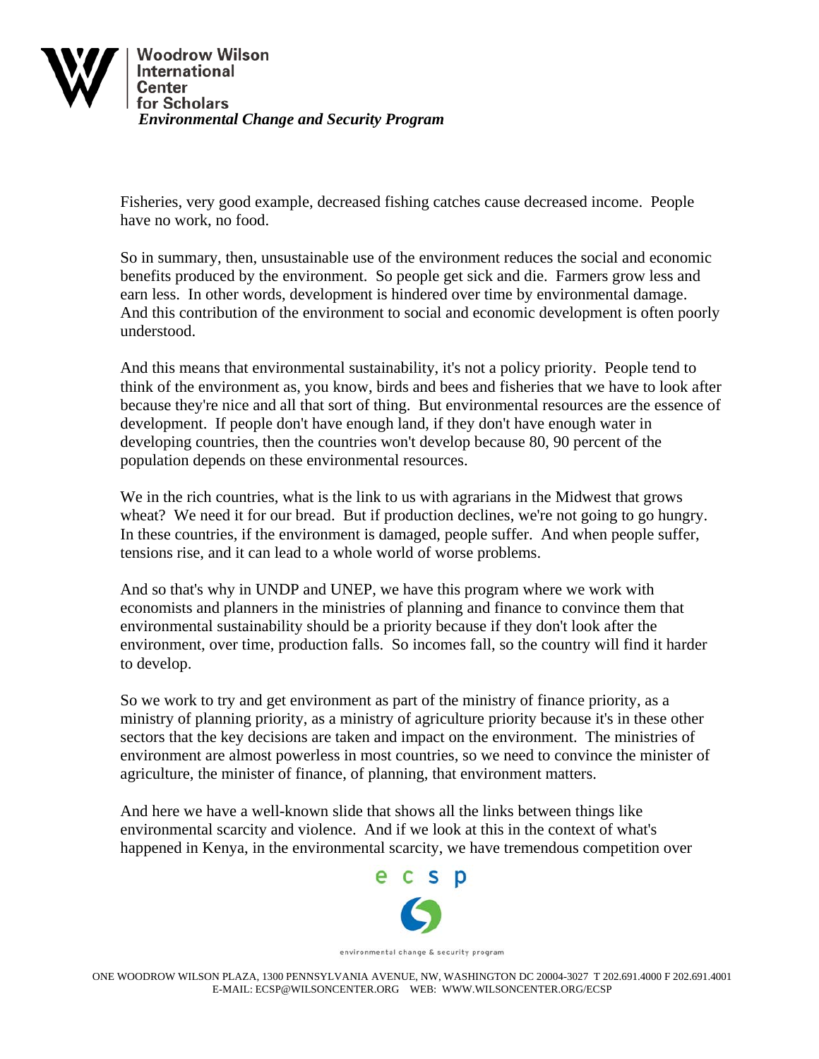Fisheries, very good example, decreased fishing catches cause decreased income. People have no work, no food.

So in summary, then, unsustainable use of the environment reduces the social and economic benefits produced by the environment. So people get sick and die. Farmers grow less and earn less. In other words, development is hindered over time by environmental damage. And this contribution of the environment to social and economic development is often poorly understood.

And this means that environmental sustainability, it's not a policy priority. People tend to think of the environment as, you know, birds and bees and fisheries that we have to look after because they're nice and all that sort of thing. But environmental resources are the essence of development. If people don't have enough land, if they don't have enough water in developing countries, then the countries won't develop because 80, 90 percent of the population depends on these environmental resources.

We in the rich countries, what is the link to us with agrarians in the Midwest that grows wheat? We need it for our bread. But if production declines, we're not going to go hungry. In these countries, if the environment is damaged, people suffer. And when people suffer, tensions rise, and it can lead to a whole world of worse problems.

And so that's why in UNDP and UNEP, we have this program where we work with economists and planners in the ministries of planning and finance to convince them that environmental sustainability should be a priority because if they don't look after the environment, over time, production falls. So incomes fall, so the country will find it harder to develop.

So we work to try and get environment as part of the ministry of finance priority, as a ministry of planning priority, as a ministry of agriculture priority because it's in these other sectors that the key decisions are taken and impact on the environment. The ministries of environment are almost powerless in most countries, so we need to convince the minister of agriculture, the minister of finance, of planning, that environment matters.

And here we have a well-known slide that shows all the links between things like environmental scarcity and violence. And if we look at this in the context of what's happened in Kenya, in the environmental scarcity, we have tremendous competition over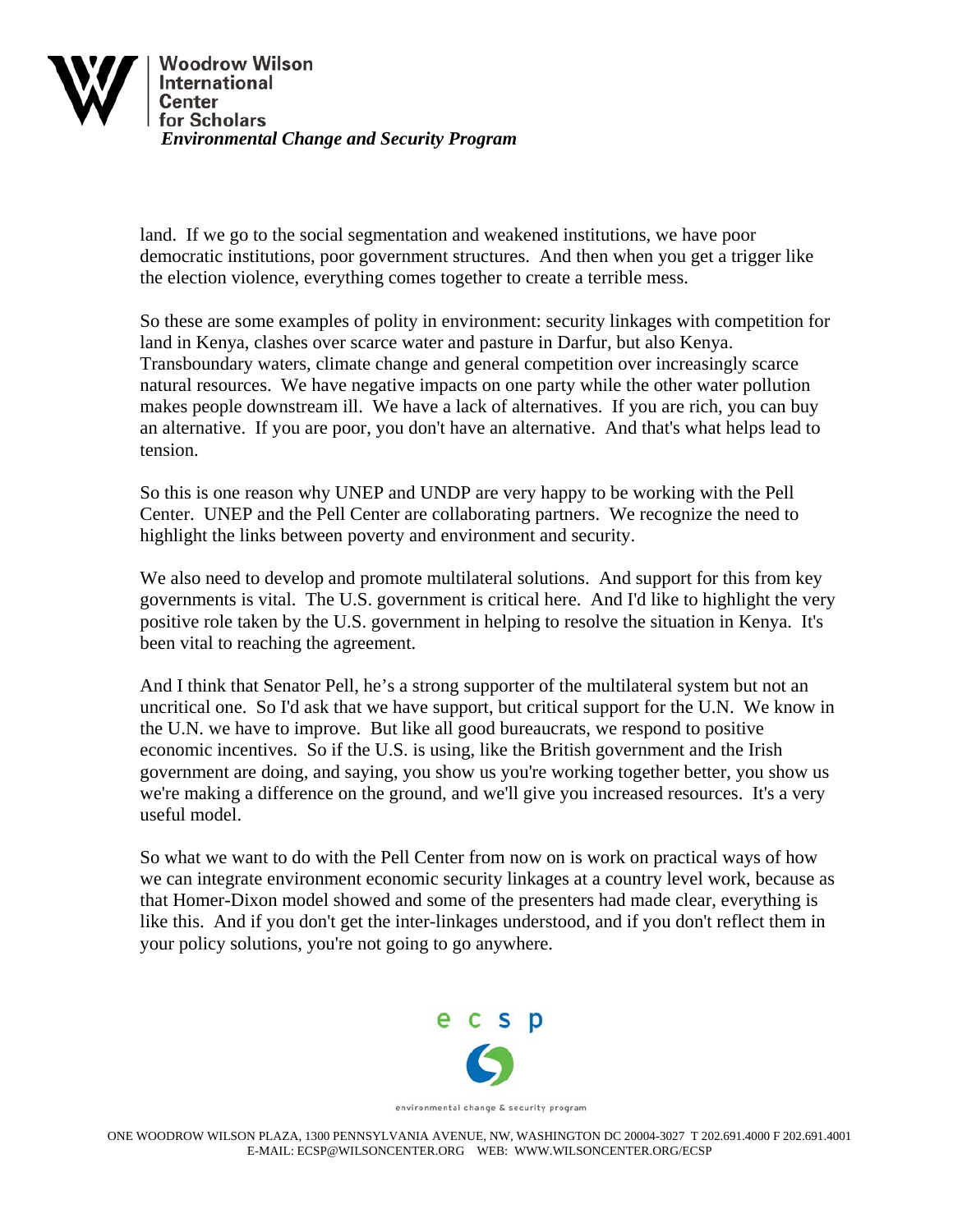land. If we go to the social segmentation and weakened institutions, we have poor democratic institutions, poor government structures. And then when you get a trigger like the election violence, everything comes together to create a terrible mess.

So these are some examples of polity in environment: security linkages with competition for land in Kenya, clashes over scarce water and pasture in Darfur, but also Kenya. Transboundary waters, climate change and general competition over increasingly scarce natural resources. We have negative impacts on one party while the other water pollution makes people downstream ill. We have a lack of alternatives. If you are rich, you can buy an alternative. If you are poor, you don't have an alternative. And that's what helps lead to tension.

So this is one reason why UNEP and UNDP are very happy to be working with the Pell Center. UNEP and the Pell Center are collaborating partners. We recognize the need to highlight the links between poverty and environment and security.

We also need to develop and promote multilateral solutions. And support for this from key governments is vital. The U.S. government is critical here. And I'd like to highlight the very positive role taken by the U.S. government in helping to resolve the situation in Kenya. It's been vital to reaching the agreement.

And I think that Senator Pell, he's a strong supporter of the multilateral system but not an uncritical one. So I'd ask that we have support, but critical support for the U.N. We know in the U.N. we have to improve. But like all good bureaucrats, we respond to positive economic incentives. So if the U.S. is using, like the British government and the Irish government are doing, and saying, you show us you're working together better, you show us we're making a difference on the ground, and we'll give you increased resources. It's a very useful model.

So what we want to do with the Pell Center from now on is work on practical ways of how we can integrate environment economic security linkages at a country level work, because as that Homer-Dixon model showed and some of the presenters had made clear, everything is like this. And if you don't get the inter-linkages understood, and if you don't reflect them in your policy solutions, you're not going to go anywhere.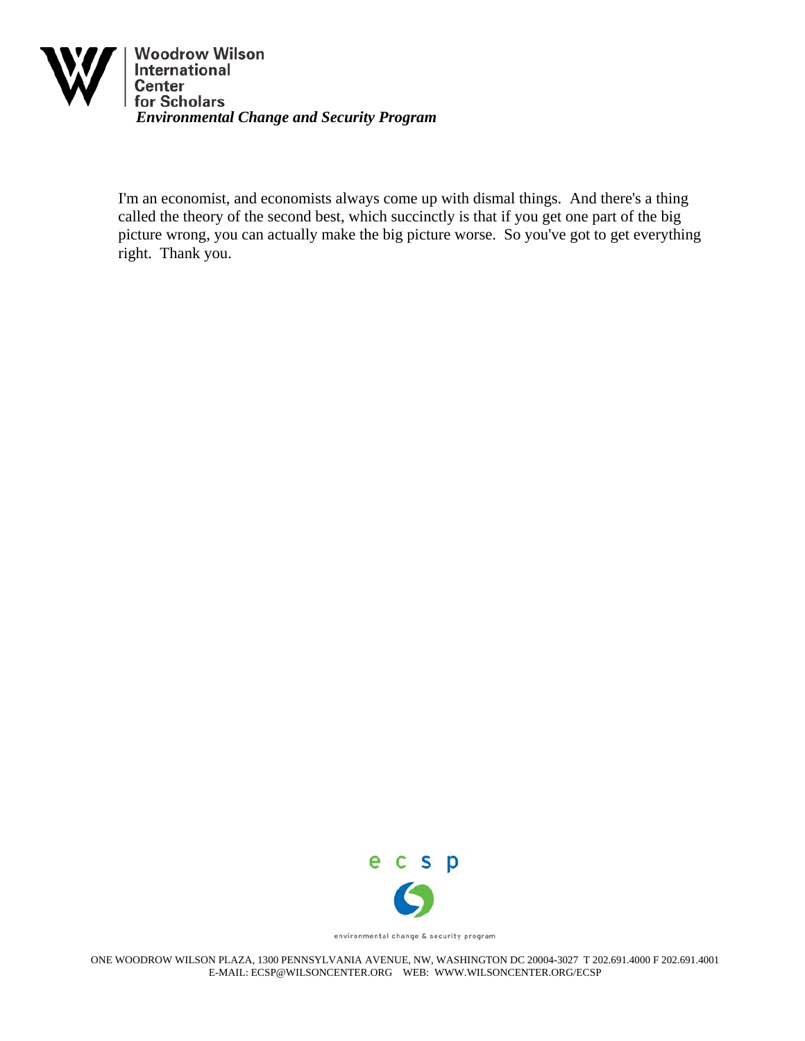I'm an economist, and economists always come up with dismal things. And there's a thing called the theory of the second best, which succinctly is that if you get one part of the big picture wrong, you can actually make the big picture worse. So you've got to get everything right. Thank you.